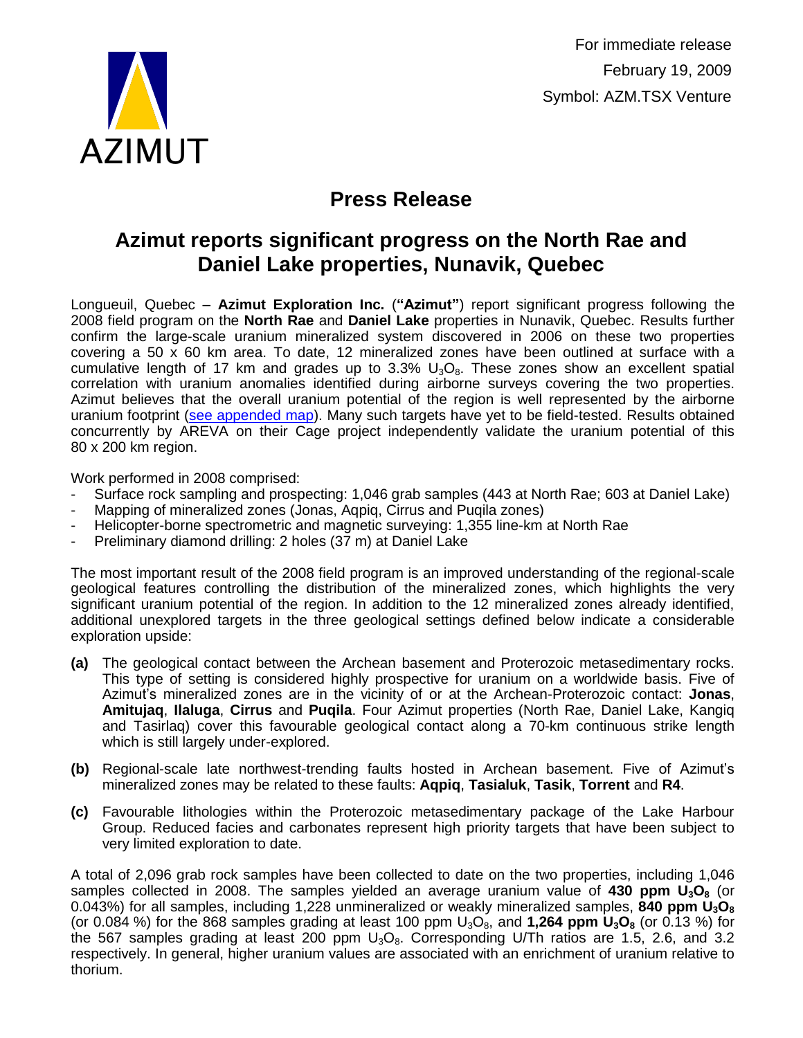AZIMUT

For immediate release
February 19, 2009
Symbol: AZM.TSX Venture

# Press Release

## Azimut reports significant progress on the North Rae and Daniel Lake properties, Nunavik, Quebec

Longueuil, Quebec – **Azimut Exploration Inc.** (**"Azimut"**) report significant progress following the 2008 field program on the **North Rae** and **Daniel Lake** properties in Nunavik, Quebec. Results further confirm the large-scale uranium mineralized system discovered in 2006 on these two properties covering a 50 x 60 km area. To date, 12 mineralized zones have been outlined at surface with a cumulative length of 17 km and grades up to 3.3% $U_3O_8$. These zones show an excellent spatial correlation with uranium anomalies identified during airborne surveys covering the two properties. Azimut believes that the overall uranium potential of the region is well represented by the airborne uranium footprint (see appended map). Many such targets have yet to be field-tested. Results obtained concurrently by AREVA on their Cage project independently validate the uranium potential of this 80 x 200 km region.

Work performed in 2008 comprised:

- Surface rock sampling and prospecting: 1,046 grab samples (443 at North Rae; 603 at Daniel Lake)
- Mapping of mineralized zones (Jonas, Aqpiq, Cirrus and Puqila zones)
- Helicopter-borne spectrometric and magnetic surveying: 1,355 line-km at North Rae
- Preliminary diamond drilling: 2 holes (37 m) at Daniel Lake

The most important result of the 2008 field program is an improved understanding of the regional-scale geological features controlling the distribution of the mineralized zones, which highlights the very significant uranium potential of the region. In addition to the 12 mineralized zones already identified, additional unexplored targets in the three geological settings defined below indicate a considerable exploration upside:

**(a)** The geological contact between the Archean basement and Proterozoic metasedimentary rocks. This type of setting is considered highly prospective for uranium on a worldwide basis. Five of Azimut's mineralized zones are in the vicinity of or at the Archean-Proterozoic contact: **Jonas**, **Amitujaq**, **Ilaluga**, **Cirrus** and **Puqila**. Four Azimut properties (North Rae, Daniel Lake, Kangiq and Tasirlaq) cover this favourable geological contact along a 70-km continuous strike length which is still largely under-explored.

**(b)** Regional-scale late northwest-trending faults hosted in Archean basement. Five of Azimut's mineralized zones may be related to these faults: **Aqpiq**, **Tasialuk**, **Tasik**, **Torrent** and **R4**.

**(c)** Favourable lithologies within the Proterozoic metasedimentary package of the Lake Harbour Group. Reduced facies and carbonates represent high priority targets that have been subject to very limited exploration to date.

A total of 2,096 grab rock samples have been collected to date on the two properties, including 1,046 samples collected in 2008. The samples yielded an average uranium value of **430 ppm $U_3O_8$** (or 0.043%) for all samples, including 1,228 unmineralized or weakly mineralized samples, **840 ppm $U_3O_8$** (or 0.084 %) for the 868 samples grading at least 100 ppm $U_3O_8$, and **1,264 ppm $U_3O_8$** (or 0.13 %) for the 567 samples grading at least 200 ppm $U_3O_8$. Corresponding U/Th ratios are 1.5, 2.6, and 3.2 respectively. In general, higher uranium values are associated with an enrichment of uranium relative to thorium.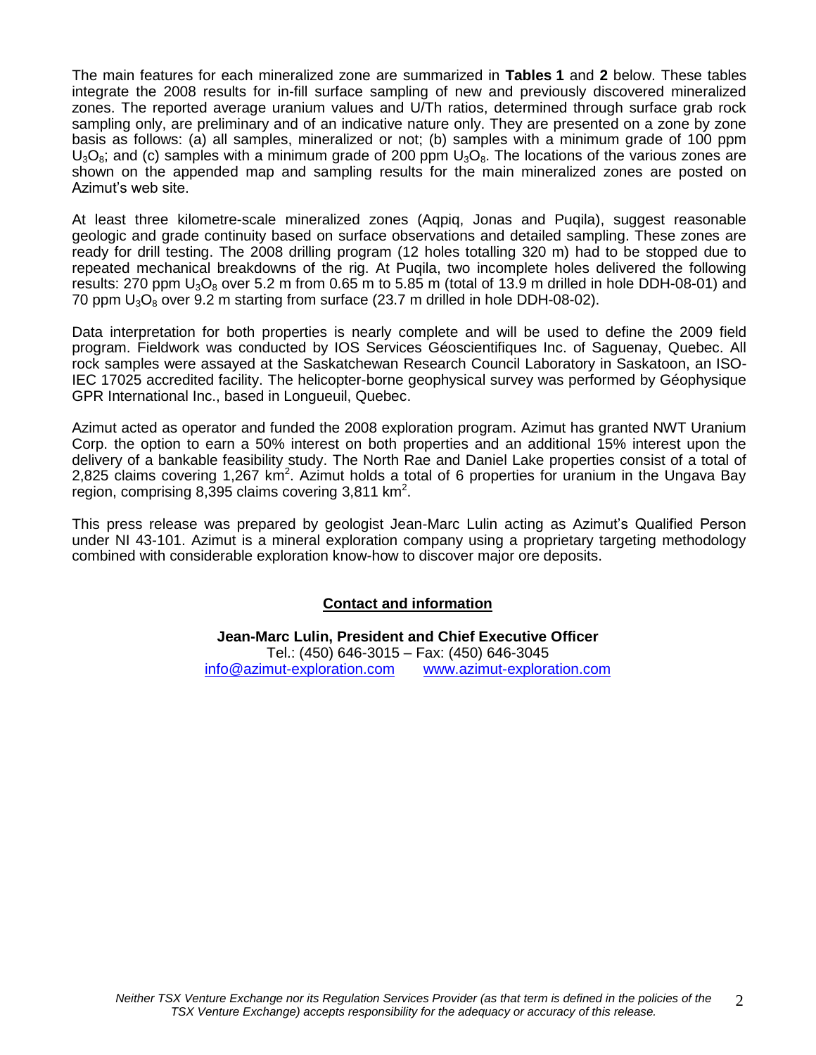The main features for each mineralized zone are summarized in **Tables 1** and **2** below. These tables integrate the 2008 results for in-fill surface sampling of new and previously discovered mineralized zones. The reported average uranium values and U/Th ratios, determined through surface grab rock sampling only, are preliminary and of an indicative nature only. They are presented on a zone by zone basis as follows: (a) all samples, mineralized or not; (b) samples with a minimum grade of 100 ppm $U_3O_8$; and (c) samples with a minimum grade of 200 ppm $U_3O_8$. The locations of the various zones are shown on the appended map and sampling results for the main mineralized zones are posted on Azimut's web site.

At least three kilometre-scale mineralized zones (Aqpiq, Jonas and Puqila), suggest reasonable geologic and grade continuity based on surface observations and detailed sampling. These zones are ready for drill testing. The 2008 drilling program (12 holes totalling 320 m) had to be stopped due to repeated mechanical breakdowns of the rig. At Puqila, two incomplete holes delivered the following results: 270 ppm $U_3O_8$ over 5.2 m from 0.65 m to 5.85 m (total of 13.9 m drilled in hole DDH-08-01) and 70 ppm $U_3O_8$ over 9.2 m starting from surface (23.7 m drilled in hole DDH-08-02).

Data interpretation for both properties is nearly complete and will be used to define the 2009 field program. Fieldwork was conducted by IOS Services Géoscientifiques Inc. of Saguenay, Quebec. All rock samples were assayed at the Saskatchewan Research Council Laboratory in Saskatoon, an ISO-IEC 17025 accredited facility. The helicopter-borne geophysical survey was performed by Géophysique GPR International Inc., based in Longueuil, Quebec.

Azimut acted as operator and funded the 2008 exploration program. Azimut has granted NWT Uranium Corp. the option to earn a 50% interest on both properties and an additional 15% interest upon the delivery of a bankable feasibility study. The North Rae and Daniel Lake properties consist of a total of 2,825 claims covering 1,267 $km^2$. Azimut holds a total of 6 properties for uranium in the Ungava Bay region, comprising 8,395 claims covering 3,811 $km^2$.

This press release was prepared by geologist Jean-Marc Lulin acting as Azimut's Qualified Person under NI 43-101. Azimut is a mineral exploration company using a proprietary targeting methodology combined with considerable exploration know-how to discover major ore deposits.

**Contact and information**

**Jean-Marc Lulin, President and Chief Executive Officer**
Tel.: (450) 646-3015 – Fax: (450) 646-3045
info@azimut-exploration.com www.azimut-exploration.com

*Neither TSX Venture Exchange nor its Regulation Services Provider (as that term is defined in the policies of the TSX Venture Exchange) accepts responsibility for the adequacy or accuracy of this release.*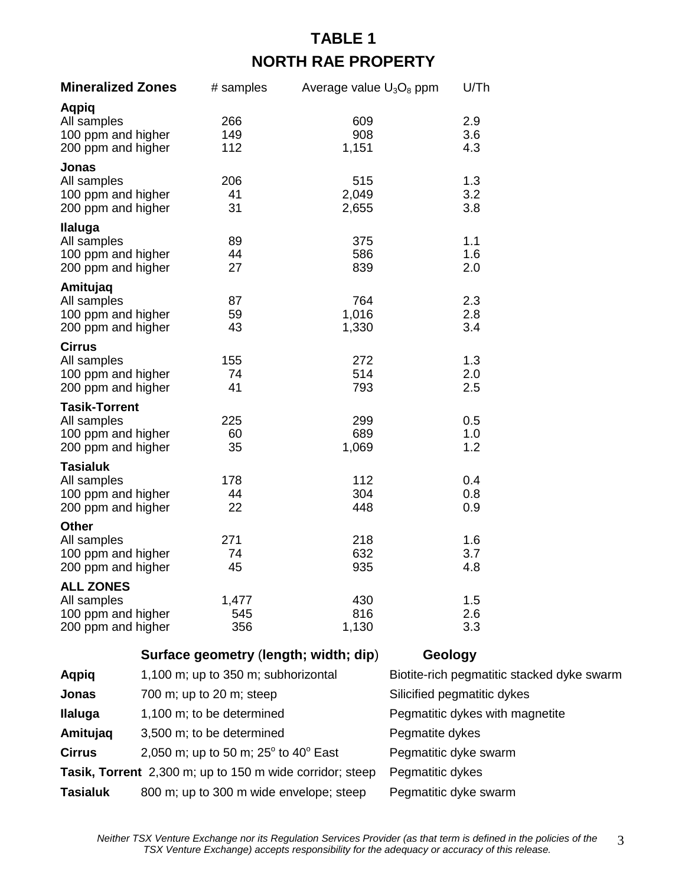# TABLE 1

## NORTH RAE PROPERTY

| Mineralized Zones | # samples | Average value $U_3O_8$ ppm | U/Th |
|---|---|---|---|
| **Aqpiq** | | | |
| All samples | 266 | 609 | 2.9 |
| 100 ppm and higher | 149 | 908 | 3.6 |
| 200 ppm and higher | 112 | 1,151 | 4.3 |
| **Jonas** | | | |
| All samples | 206 | 515 | 1.3 |
| 100 ppm and higher | 41 | 2,049 | 3.2 |
| 200 ppm and higher | 31 | 2,655 | 3.8 |
| **Ilaluga** | | | |
| All samples | 89 | 375 | 1.1 |
| 100 ppm and higher | 44 | 586 | 1.6 |
| 200 ppm and higher | 27 | 839 | 2.0 |
| **Amitujaq** | | | |
| All samples | 87 | 764 | 2.3 |
| 100 ppm and higher | 59 | 1,016 | 2.8 |
| 200 ppm and higher | 43 | 1,330 | 3.4 |
| **Cirrus** | | | |
| All samples | 155 | 272 | 1.3 |
| 100 ppm and higher | 74 | 514 | 2.0 |
| 200 ppm and higher | 41 | 793 | 2.5 |
| **Tasik-Torrent** | | | |
| All samples | 225 | 299 | 0.5 |
| 100 ppm and higher | 60 | 689 | 1.0 |
| 200 ppm and higher | 35 | 1,069 | 1.2 |
| **Tasialuk** | | | |
| All samples | 178 | 112 | 0.4 |
| 100 ppm and higher | 44 | 304 | 0.8 |
| 200 ppm and higher | 22 | 448 | 0.9 |
| **Other** | | | |
| All samples | 271 | 218 | 1.6 |
| 100 ppm and higher | 74 | 632 | 3.7 |
| 200 ppm and higher | 45 | 935 | 4.8 |
| **ALL ZONES** | | | |
| All samples | 1,477 | 430 | 1.5 |
| 100 ppm and higher | 545 | 816 | 2.6 |
| 200 ppm and higher | 356 | 1,130 | 3.3 |

| | Surface geometry (length; width; dip) | Geology |
|---|---|---|
| **Aqpiq** | 1,100 m; up to 350 m; subhorizontal | Biotite-rich pegmatitic stacked dyke swarm |
| **Jonas** | 700 m; up to 20 m; steep | Silicified pegmatitic dykes |
| **Ilaluga** | 1,100 m; to be determined | Pegmatitic dykes with magnetite |
| **Amitujaq** | 3,500 m; to be determined | Pegmatite dykes |
| **Cirrus** | 2,050 m; up to 50 m; 25° to 40° East | Pegmatitic dyke swarm |
| **Tasik, Torrent** | 2,300 m; up to 150 m wide corridor; steep | Pegmatitic dykes |
| **Tasialuk** | 800 m; up to 300 m wide envelope; steep | Pegmatitic dyke swarm |

*Neither TSX Venture Exchange nor its Regulation Services Provider (as that term is defined in the policies of the TSX Venture Exchange) accepts responsibility for the adequacy or accuracy of this release.*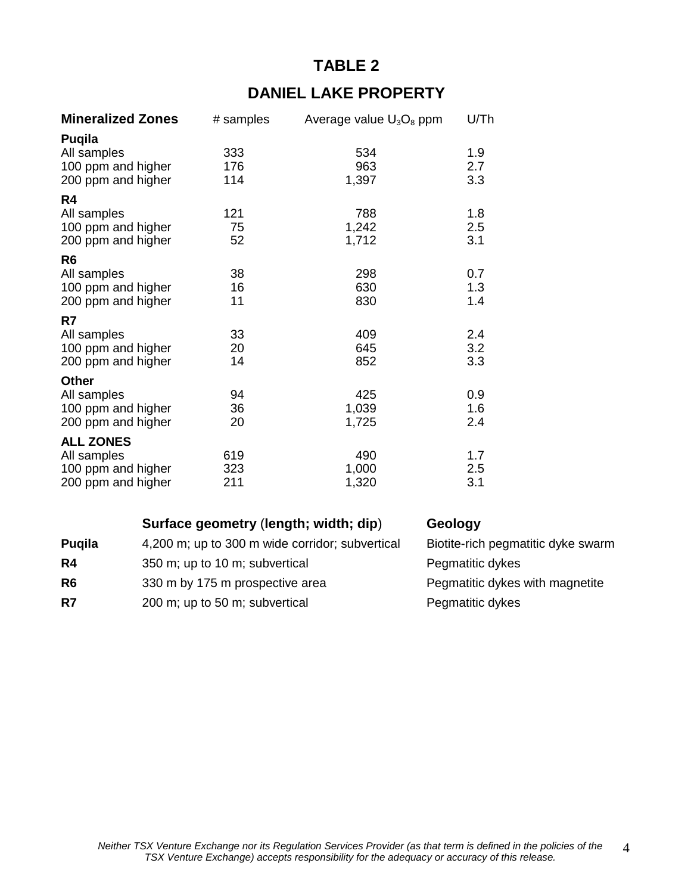# TABLE 2

## DANIEL LAKE PROPERTY

| Mineralized Zones | # samples | Average value $U_3O_8$ ppm | U/Th |
|---|---|---|---|
| **Puqila** | | | |
| All samples | 333 | 534 | 1.9 |
| 100 ppm and higher | 176 | 963 | 2.7 |
| 200 ppm and higher | 114 | 1,397 | 3.3 |
| **R4** | | | |
| All samples | 121 | 788 | 1.8 |
| 100 ppm and higher | 75 | 1,242 | 2.5 |
| 200 ppm and higher | 52 | 1,712 | 3.1 |
| **R6** | | | |
| All samples | 38 | 298 | 0.7 |
| 100 ppm and higher | 16 | 630 | 1.3 |
| 200 ppm and higher | 11 | 830 | 1.4 |
| **R7** | | | |
| All samples | 33 | 409 | 2.4 |
| 100 ppm and higher | 20 | 645 | 3.2 |
| 200 ppm and higher | 14 | 852 | 3.3 |
| **Other** | | | |
| All samples | 94 | 425 | 0.9 |
| 100 ppm and higher | 36 | 1,039 | 1.6 |
| 200 ppm and higher | 20 | 1,725 | 2.4 |
| **ALL ZONES** | | | |
| All samples | 619 | 490 | 1.7 |
| 100 ppm and higher | 323 | 1,000 | 2.5 |
| 200 ppm and higher | 211 | 1,320 | 3.1 |

| | **Surface geometry (length; width; dip)** | **Geology** |
|---|---|---|
| **Puqila** | 4,200 m; up to 300 m wide corridor; subvertical | Biotite-rich pegmatitic dyke swarm |
| **R4** | 350 m; up to 10 m; subvertical | Pegmatitic dykes |
| **R6** | 330 m by 175 m prospective area | Pegmatitic dykes with magnetite |
| **R7** | 200 m; up to 50 m; subvertical | Pegmatitic dykes |

*Neither TSX Venture Exchange nor its Regulation Services Provider (as that term is defined in the policies of the TSX Venture Exchange) accepts responsibility for the adequacy or accuracy of this release.*